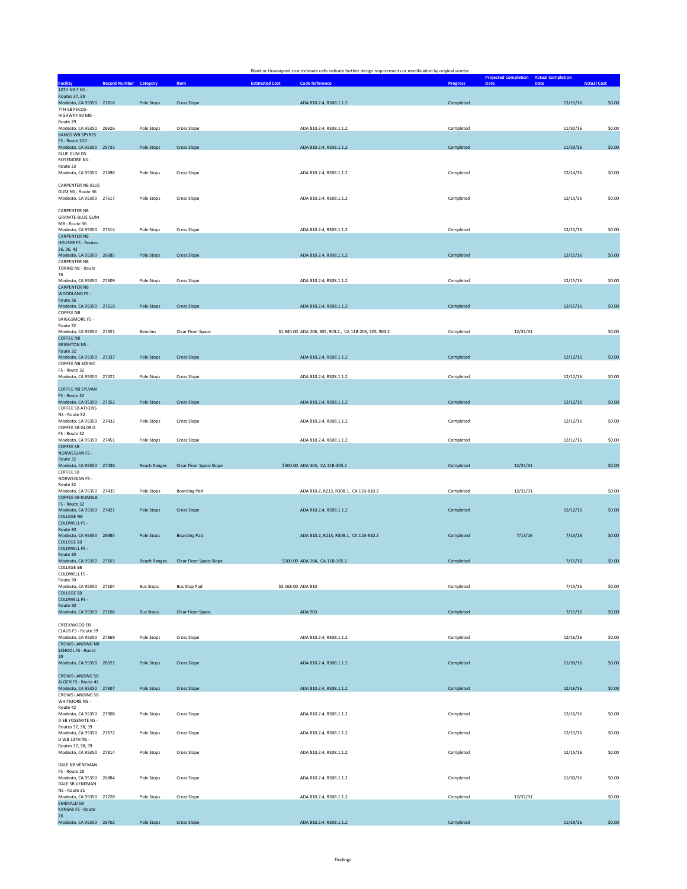Blank or Unassigned cost estimate cells indicate further design requirements or modification by original vendor.

| Facility | Record Number | Category | Item | Estimated Cost | Code Reference | Progress | Projected Completion Date | Actual Completion Date | Actual Cost |
|---|---|---|---|---|---|---|---|---|---|
| 10TH NB F NS - Routes 37, 39 Modesto, CA 95350 | 27816 | Pole Stops | Cross Slope | | ADA 810.2.4, R308.1.1.2 | Completed | | 12/15/16 | $0.00 |
| 7TH SB PECOS-HIGHWAY 99 MB - Route 29 Modesto, CA 95350 | 26926 | Pole Stops | Cross Slope | | ADA 810.2.4, R308.1.1.2 | Completed | | 11/30/16 | $0.00 |
| BANGS WB SPYRES FS - Route 22D Modesto, CA 95350 | 25733 | Pole Stops | Cross Slope | | ADA 810.2.4, R308.1.1.2 | Completed | | 11/29/16 | $0.00 |
| BLUE GUM EB ROSEMORE NS - Route 33 Modesto, CA 95350 | 27496 | Pole Stops | Cross Slope | | ADA 810.2.4, R308.1.1.2 | Completed | | 12/14/16 | $0.00 |
| CARPENTER NB BLUE GUM NS - Route 36 Modesto, CA 95350 | 27617 | Pole Stops | Cross Slope | | ADA 810.2.4, R308.1.1.2 | Completed | | 12/15/16 | $0.00 |
| CARPENTER NB GRANITE-BLUE GUM MB - Route 36 Modesto, CA 95350 | 27614 | Pole Stops | Cross Slope | | ADA 810.2.4, R308.1.1.2 | Completed | | 12/15/16 | $0.00 |
| CARPENTER NB HOUSER FS - Routes 26, 36, 43 Modesto, CA 95350 | 26685 | Pole Stops | Cross Slope | | ADA 810.2.4, R308.1.1.2 | Completed | | 12/15/16 | $0.00 |
| CARPENTER NB TORRID NS - Route 36 Modesto, CA 95350 | 27609 | Pole Stops | Cross Slope | | ADA 810.2.4, R308.1.1.2 | Completed | | 12/15/16 | $0.00 |
| CARPENTER NB WOODLAND FS - Route 36 Modesto, CA 95350 | 27610 | Pole Stops | Cross Slope | | ADA 810.2.4, R308.1.1.2 | Completed | | 12/15/16 | $0.00 |
| COFFEE NB BRIGGSMORE FS - Route 32 Modesto, CA 95350 | 27351 | Benches | Clear Floor Space | $1,840.00 | ADA 206, 305, 903.2 , CA 11B-206, 305, 903.2 | Completed | 12/31/31 | | $0.00 |
| COFFEE NB BRIGHTON NS - Route 32 Modesto, CA 95350 | 27337 | Pole Stops | Cross Slope | | ADA 810.2.4, R308.1.1.2 | Completed | | 12/12/16 | $0.00 |
| COFFEE NB SCENIC FS - Route 32 Modesto, CA 95350 | 27321 | Pole Stops | Cross Slope | | ADA 810.2.4, R308.1.1.2 | Completed | | 12/12/16 | $0.00 |
| COFFEE NB SYLVAN FS - Route 32 Modesto, CA 95350 | 27352 | Pole Stops | Cross Slope | | ADA 810.2.4, R308.1.1.2 | Completed | | 12/12/16 | $0.00 |
| COFFEE SB ATHENS NS - Route 32 Modesto, CA 95350 | 27432 | Pole Stops | Cross Slope | | ADA 810.2.4, R308.1.1.2 | Completed | | 12/12/16 | $0.00 |
| COFFEE SB GLORIA FS - Route 32 Modesto, CA 95350 | 27451 | Pole Stops | Cross Slope | | ADA 810.2.4, R308.1.1.2 | Completed | | 12/12/16 | $0.00 |
| COFFEE SB NORWEGIAN FS - Route 32 Modesto, CA 95350 | 27436 | Reach Ranges | Clear Floor Space Slope | $500.00 | ADA 304, CA 11B-305.2 | Completed | 12/31/31 | | $0.00 |
| COFFEE SB NORWEGIAN FS - Route 32 Modesto, CA 95350 | 27435 | Pole Stops | Boarding Pad | | ADA 810.2, R213, R308.1, CA 11B-810.2 | Completed | 12/31/31 | | $0.00 |
| COFFEE SB RUMBLE FS - Route 32 Modesto, CA 95350 | 27421 | Pole Stops | Cross Slope | | ADA 810.2.4, R308.1.1.2 | Completed | | 12/12/16 | $0.00 |
| COLLEGE NB COLDWELL FS - Route 30 Modesto, CA 95350 | 26985 | Pole Stops | Boarding Pad | | ADA 810.2, R213, R308.1, CA 11B-810.2 | Completed | 7/13/16 | 7/13/16 | $0.00 |
| COLLEGE SB COLDWELL FS - Route 30 Modesto, CA 95350 | 27103 | Reach Ranges | Clear Floor Space Slope | $500.00 | ADA 304, CA 11B-305.2 | Completed | | 7/15/16 | $0.00 |
| COLLEGE SB COLDWELL FS - Route 30 Modesto, CA 95350 | 27104 | Bus Stops | Bus Stop Pad | $3,168.00 | ADA 810 | Completed | | 7/15/16 | $0.00 |
| COLLEGE SB COLDWELL FS - Route 30 Modesto, CA 95350 | 27106 | Bus Stops | Clear Floor Space | | ADA 903 | Completed | | 7/15/16 | $0.00 |
| CREEKWOOD EB CLAUS FS - Route 39 Modesto, CA 95350 | 27869 | Pole Stops | Cross Slope | | ADA 810.2.4, R308.1.1.2 | Completed | | 12/16/16 | $0.00 |
| CROWS LANDING NB SCHOOL FS - Route 29 Modesto, CA 95350 | 26921 | Pole Stops | Cross Slope | | ADA 810.2.4, R308.1.1.2 | Completed | | 11/30/16 | $0.00 |
| CROWS LANDING SB ALGEN FS - Route 42 Modesto, CA 95350 | 27907 | Pole Stops | Cross Slope | | ADA 810.2.4, R308.1.1.2 | Completed | | 12/16/16 | $0.00 |
| CROWS LANDING SB WHITMORE NS - Route 42 Modesto, CA 95350 | 27908 | Pole Stops | Cross Slope | | ADA 810.2.4, R308.1.1.2 | Completed | | 12/16/16 | $0.00 |
| D EB YOSEMITE NS - Routes 37, 38, 39 Modesto, CA 95350 | 27672 | Pole Stops | Cross Slope | | ADA 810.2.4, R308.1.1.2 | Completed | | 12/15/16 | $0.00 |
| D WB 13TH NS - Routes 37, 38, 39 Modesto, CA 95350 | 27814 | Pole Stops | Cross Slope | | ADA 810.2.4, R308.1.1.2 | Completed | | 12/15/16 | $0.00 |
| DALE NB VENEMAN FS - Route 28 Modesto, CA 95350 | 26884 | Pole Stops | Cross Slope | | ADA 810.2.4, R308.1.1.2 | Completed | | 11/30/16 | $0.00 |
| DALE SB VENEMAN NS - Route 31 Modesto, CA 95350 | 27228 | Pole Stops | Cross Slope | | ADA 810.2.4, R308.1.1.2 | Completed | 12/31/31 | | $0.00 |
| EMERALD SB KANSAS FS - Route 26 Modesto, CA 95350 | 26702 | Pole Stops | Cross Slope | | ADA 810.2.4, R308.1.1.2 | Completed | | 11/29/16 | $0.00 |

Findings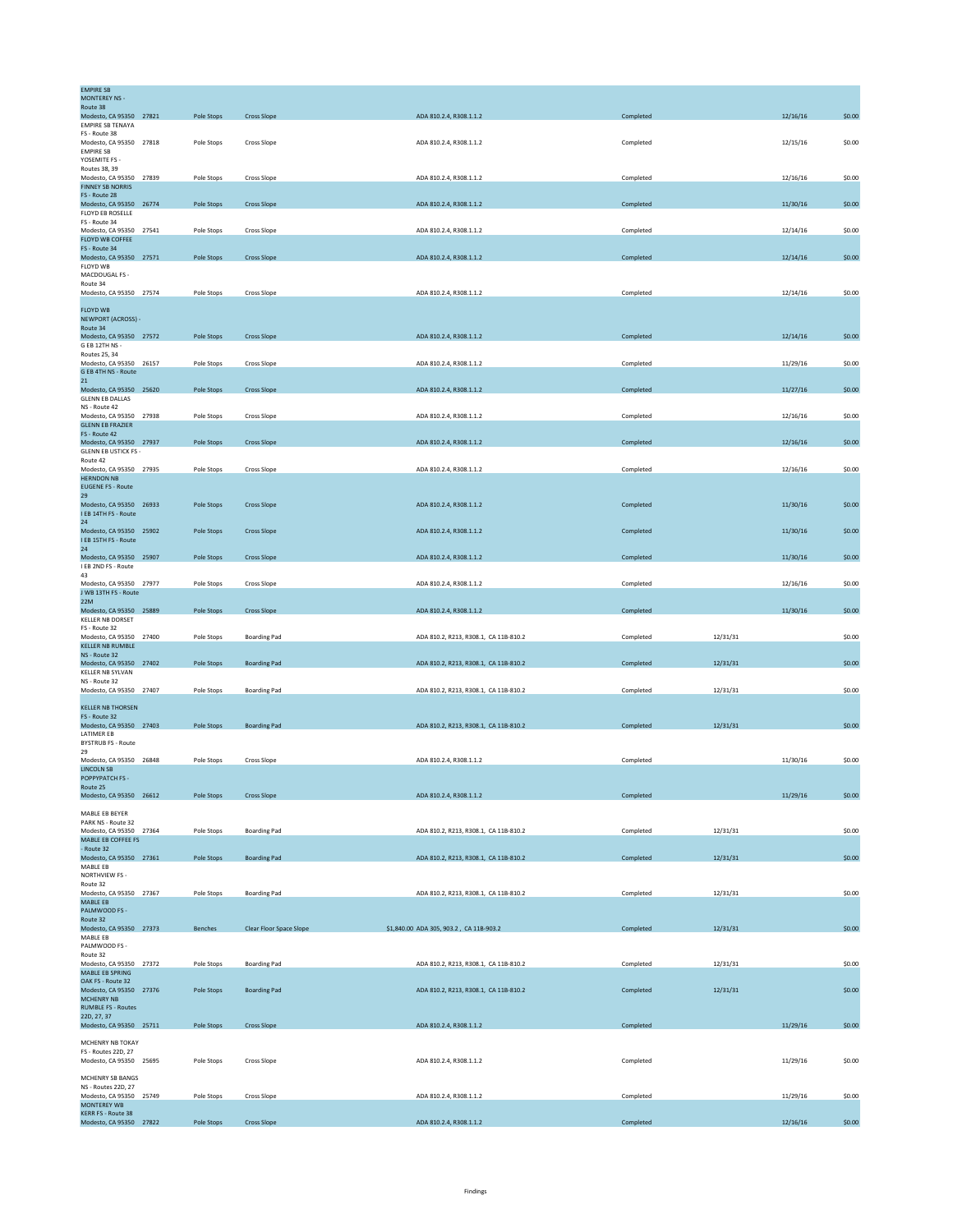| | | | | | | | | |
|---|---|---|---|---|---|---|---|---|
| EMPIRE SB MONTEREY NS - Route 38 Modesto, CA 95350 | 27821 | Pole Stops | Cross Slope | ADA 810.2.4, R308.1.1.2 | Completed | | 12/16/16 | $0.00 |
| EMPIRE SB TENAYA FS - Route 38 Modesto, CA 95350 | 27818 | Pole Stops | Cross Slope | ADA 810.2.4, R308.1.1.2 | Completed | | 12/15/16 | $0.00 |
| EMPIRE SB YOSEMITE FS - Routes 38, 39 Modesto, CA 95350 | 27839 | Pole Stops | Cross Slope | ADA 810.2.4, R308.1.1.2 | Completed | | 12/16/16 | $0.00 |
| FINNEY SB NORRIS FS - Route 28 Modesto, CA 95350 | 26774 | Pole Stops | Cross Slope | ADA 810.2.4, R308.1.1.2 | Completed | | 11/30/16 | $0.00 |
| FLOYD EB ROSELLE FS - Route 34 Modesto, CA 95350 | 27541 | Pole Stops | Cross Slope | ADA 810.2.4, R308.1.1.2 | Completed | | 12/14/16 | $0.00 |
| FLOYD WB COFFEE FS - Route 34 Modesto, CA 95350 | 27571 | Pole Stops | Cross Slope | ADA 810.2.4, R308.1.1.2 | Completed | | 12/14/16 | $0.00 |
| FLOYD WB MACDOUGAL FS - Route 34 Modesto, CA 95350 | 27574 | Pole Stops | Cross Slope | ADA 810.2.4, R308.1.1.2 | Completed | | 12/14/16 | $0.00 |
| FLOYD WB NEWPORT (ACROSS) - Route 34 Modesto, CA 95350 | 27572 | Pole Stops | Cross Slope | ADA 810.2.4, R308.1.1.2 | Completed | | 12/14/16 | $0.00 |
| G EB 12TH NS - Routes 25, 34 Modesto, CA 95350 | 26157 | Pole Stops | Cross Slope | ADA 810.2.4, R308.1.1.2 | Completed | | 11/29/16 | $0.00 |
| G EB 4TH NS - Route 21 Modesto, CA 95350 | 25620 | Pole Stops | Cross Slope | ADA 810.2.4, R308.1.1.2 | Completed | | 11/27/16 | $0.00 |
| GLENN EB DALLAS NS - Route 42 Modesto, CA 95350 | 27938 | Pole Stops | Cross Slope | ADA 810.2.4, R308.1.1.2 | Completed | | 12/16/16 | $0.00 |
| GLENN EB FRAZIER FS - Route 42 Modesto, CA 95350 | 27937 | Pole Stops | Cross Slope | ADA 810.2.4, R308.1.1.2 | Completed | | 12/16/16 | $0.00 |
| GLENN EB USTICK FS - Route 42 Modesto, CA 95350 | 27935 | Pole Stops | Cross Slope | ADA 810.2.4, R308.1.1.2 | Completed | | 12/16/16 | $0.00 |
| HERNDON NB EUGENE FS - Route 29 Modesto, CA 95350 | 26933 | Pole Stops | Cross Slope | ADA 810.2.4, R308.1.1.2 | Completed | | 11/30/16 | $0.00 |
| I EB 14TH FS - Route 24 Modesto, CA 95350 | 25902 | Pole Stops | Cross Slope | ADA 810.2.4, R308.1.1.2 | Completed | | 11/30/16 | $0.00 |
| I EB 15TH FS - Route 24 Modesto, CA 95350 | 25907 | Pole Stops | Cross Slope | ADA 810.2.4, R308.1.1.2 | Completed | | 11/30/16 | $0.00 |
| I EB 2ND FS - Route 43 Modesto, CA 95350 | 27977 | Pole Stops | Cross Slope | ADA 810.2.4, R308.1.1.2 | Completed | | 12/16/16 | $0.00 |
| J WB 13TH FS - Route 22M Modesto, CA 95350 | 25889 | Pole Stops | Cross Slope | ADA 810.2.4, R308.1.1.2 | Completed | | 11/30/16 | $0.00 |
| KELLER NB DORSET FS - Route 32 Modesto, CA 95350 | 27400 | Pole Stops | Boarding Pad | ADA 810.2, R213, R308.1, CA 11B-810.2 | Completed | 12/31/31 | | $0.00 |
| KELLER NB RUMBLE NS - Route 32 Modesto, CA 95350 | 27402 | Pole Stops | Boarding Pad | ADA 810.2, R213, R308.1, CA 11B-810.2 | Completed | 12/31/31 | | $0.00 |
| KELLER NB SYLVAN NS - Route 32 Modesto, CA 95350 | 27407 | Pole Stops | Boarding Pad | ADA 810.2, R213, R308.1, CA 11B-810.2 | Completed | 12/31/31 | | $0.00 |
| KELLER NB THORSEN FS - Route 32 Modesto, CA 95350 | 27403 | Pole Stops | Boarding Pad | ADA 810.2, R213, R308.1, CA 11B-810.2 | Completed | 12/31/31 | | $0.00 |
| LATIMER EB BYSTRUB FS - Route 29 Modesto, CA 95350 | 26848 | Pole Stops | Cross Slope | ADA 810.2.4, R308.1.1.2 | Completed | | 11/30/16 | $0.00 |
| LINCOLN SB POPPYPATCH FS - Route 25 Modesto, CA 95350 | 26612 | Pole Stops | Cross Slope | ADA 810.2.4, R308.1.1.2 | Completed | | 11/29/16 | $0.00 |
| MABLE EB BEYER PARK NS - Route 32 Modesto, CA 95350 | 27364 | Pole Stops | Boarding Pad | ADA 810.2, R213, R308.1, CA 11B-810.2 | Completed | 12/31/31 | | $0.00 |
| MABLE EB COFFEE FS - Route 32 Modesto, CA 95350 | 27361 | Pole Stops | Boarding Pad | ADA 810.2, R213, R308.1, CA 11B-810.2 | Completed | 12/31/31 | | $0.00 |
| MABLE EB NORTHVIEW FS - Route 32 Modesto, CA 95350 | 27367 | Pole Stops | Boarding Pad | ADA 810.2, R213, R308.1, CA 11B-810.2 | Completed | 12/31/31 | | $0.00 |
| MABLE EB PALMWOOD FS - Route 32 Modesto, CA 95350 | 27373 | Benches | Clear Floor Space Slope | $1,840.00 ADA 305, 903.2 , CA 11B-903.2 | Completed | 12/31/31 | | $0.00 |
| MABLE EB PALMWOOD FS - Route 32 Modesto, CA 95350 | 27372 | Pole Stops | Boarding Pad | ADA 810.2, R213, R308.1, CA 11B-810.2 | Completed | 12/31/31 | | $0.00 |
| MABLE EB SPRING OAK FS - Route 32 Modesto, CA 95350 | 27376 | Pole Stops | Boarding Pad | ADA 810.2, R213, R308.1, CA 11B-810.2 | Completed | 12/31/31 | | $0.00 |
| MCHENRY NB RUMBLE FS - Routes 22D, 27, 37 Modesto, CA 95350 | 25711 | Pole Stops | Cross Slope | ADA 810.2.4, R308.1.1.2 | Completed | | 11/29/16 | $0.00 |
| MCHENRY NB TOKAY FS - Routes 22D, 27 Modesto, CA 95350 | 25695 | Pole Stops | Cross Slope | ADA 810.2.4, R308.1.1.2 | Completed | | 11/29/16 | $0.00 |
| MCHENRY SB BANGS NS - Routes 22D, 27 Modesto, CA 95350 | 25749 | Pole Stops | Cross Slope | ADA 810.2.4, R308.1.1.2 | Completed | | 11/29/16 | $0.00 |
| MONTEREY WB KERR FS - Route 38 Modesto, CA 95350 | 27822 | Pole Stops | Cross Slope | ADA 810.2.4, R308.1.1.2 | Completed | | 12/16/16 | $0.00 |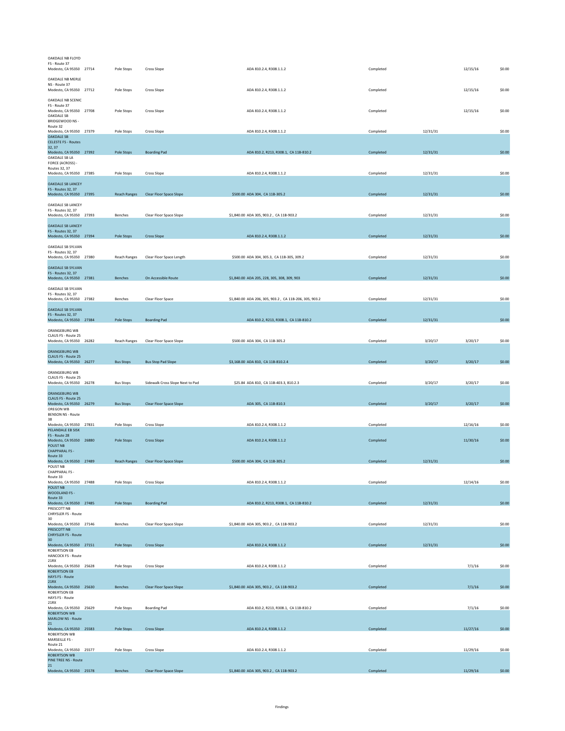| Location | ID | Category | Finding | Cost / Standard | Status | Date 1 | Date 2 | Amount |
|---|---|---|---|---|---|---|---|---|
| OAKDALE NB FLOYD FS - Route 37 Modesto, CA 95350 | 27714 | Pole Stops | Cross Slope | ADA 810.2.4, R308.1.1.2 | Completed | | 12/15/16 | $0.00 |
| OAKDALE NB MERLE NS - Route 37 Modesto, CA 95350 | 27712 | Pole Stops | Cross Slope | ADA 810.2.4, R308.1.1.2 | Completed | | 12/15/16 | $0.00 |
| OAKDALE NB SCENIC FS - Route 37 Modesto, CA 95350 | 27708 | Pole Stops | Cross Slope | ADA 810.2.4, R308.1.1.2 | Completed | | 12/15/16 | $0.00 |
| OAKDALE SB BRIDGEWOOD NS - Route 32 Modesto, CA 95350 | 27379 | Pole Stops | Cross Slope | ADA 810.2.4, R308.1.1.2 | Completed | 12/31/31 | | $0.00 |
| OAKDALE SB CELESTE FS - Routes 32, 37 Modesto, CA 95350 | 27392 | Pole Stops | Boarding Pad | ADA 810.2, R213, R308.1, CA 11B-810.2 | Completed | 12/31/31 | | $0.00 |
| OAKDALE SB LA FORCE (ACROSS) - Routes 32, 37 Modesto, CA 95350 | 27385 | Pole Stops | Cross Slope | ADA 810.2.4, R308.1.1.2 | Completed | 12/31/31 | | $0.00 |
| OAKDALE SB LANCEY FS - Routes 32, 37 Modesto, CA 95350 | 27395 | Reach Ranges | Clear Floor Space Slope | $500.00 ADA 304, CA 11B-305.2 | Completed | 12/31/31 | | $0.00 |
| OAKDALE SB LANCEY FS - Routes 32, 37 Modesto, CA 95350 | 27393 | Benches | Clear Floor Space Slope | $1,840.00 ADA 305, 903.2 , CA 11B-903.2 | Completed | 12/31/31 | | $0.00 |
| OAKDALE SB LANCEY FS - Routes 32, 37 Modesto, CA 95350 | 27394 | Pole Stops | Cross Slope | ADA 810.2.4, R308.1.1.2 | Completed | 12/31/31 | | $0.00 |
| OAKDALE SB SYLVAN FS - Routes 32, 37 Modesto, CA 95350 | 27380 | Reach Ranges | Clear Floor Space Length | $500.00 ADA 304, 305.3, CA 11B-305, 309.2 | Completed | 12/31/31 | | $0.00 |
| OAKDALE SB SYLVAN FS - Routes 32, 37 Modesto, CA 95350 | 27381 | Benches | On Accessible Route | $1,840.00 ADA 205, 228, 305, 308, 309, 903 | Completed | 12/31/31 | | $0.00 |
| OAKDALE SB SYLVAN FS - Routes 32, 37 Modesto, CA 95350 | 27382 | Benches | Clear Floor Space | $1,840.00 ADA 206, 305, 903.2 , CA 11B-206, 305, 903.2 | Completed | 12/31/31 | | $0.00 |
| OAKDALE SB SYLVAN FS - Routes 32, 37 Modesto, CA 95350 | 27384 | Pole Stops | Boarding Pad | ADA 810.2, R213, R308.1, CA 11B-810.2 | Completed | 12/31/31 | | $0.00 |
| ORANGEBURG WB CLAUS FS - Route 25 Modesto, CA 95350 | 26282 | Reach Ranges | Clear Floor Space Slope | $500.00 ADA 304, CA 11B-305.2 | Completed | 3/20/17 | 3/20/17 | $0.00 |
| ORANGEBURG WB CLAUS FS - Route 25 Modesto, CA 95350 | 26277 | Bus Stops | Bus Stop Pad Slope | $3,168.00 ADA 810, CA 11B-810.2.4 | Completed | 3/20/17 | 3/20/17 | $0.00 |
| ORANGEBURG WB CLAUS FS - Route 25 Modesto, CA 95350 | 26278 | Bus Stops | Sidewalk Cross Slope Next to Pad | $25.84 ADA 810, CA 11B-403.3, 810.2.3 | Completed | 3/20/17 | 3/20/17 | $0.00 |
| ORANGEBURG WB CLAUS FS - Route 25 Modesto, CA 95350 | 26279 | Bus Stops | Clear Floor Space Slope | ADA 305, CA 11B-810.3 | Completed | 3/20/17 | 3/20/17 | $0.00 |
| OREGON WB BENSON NS - Route 38 Modesto, CA 95350 | 27831 | Pole Stops | Cross Slope | ADA 810.2.4, R308.1.1.2 | Completed | | 12/16/16 | $0.00 |
| PELANDALE EB SISK FS - Route 28 Modesto, CA 95350 | 26880 | Pole Stops | Cross Slope | ADA 810.2.4, R308.1.1.2 | Completed | | 11/30/16 | $0.00 |
| POUST NB CHAPPARAL FS - Route 33 Modesto, CA 95350 | 27489 | Reach Ranges | Clear Floor Space Slope | $500.00 ADA 304, CA 11B-305.2 | Completed | 12/31/31 | | $0.00 |
| POUST NB CHAPPARAL FS - Route 33 Modesto, CA 95350 | 27488 | Pole Stops | Cross Slope | ADA 810.2.4, R308.1.1.2 | Completed | | 12/14/16 | $0.00 |
| POUST NB WOODLAND FS - Route 33 Modesto, CA 95350 | 27485 | Pole Stops | Boarding Pad | ADA 810.2, R213, R308.1, CA 11B-810.2 | Completed | 12/31/31 | | $0.00 |
| PRESCOTT NB CHRYSLER FS - Route 30 Modesto, CA 95350 | 27146 | Benches | Clear Floor Space Slope | $1,840.00 ADA 305, 903.2 , CA 11B-903.2 | Completed | 12/31/31 | | $0.00 |
| PRESCOTT NB CHRYSLER FS - Route 30 Modesto, CA 95350 | 27151 | Pole Stops | Cross Slope | ADA 810.2.4, R308.1.1.2 | Completed | 12/31/31 | | $0.00 |
| ROBERTSON EB HANCOCK FS - Route 21RX Modesto, CA 95350 | 25628 | Pole Stops | Cross Slope | ADA 810.2.4, R308.1.1.2 | Completed | | 7/1/16 | $0.00 |
| ROBERTSON EB HAYS FS - Route 21RX Modesto, CA 95350 | 25630 | Benches | Clear Floor Space Slope | $1,840.00 ADA 305, 903.2 , CA 11B-903.2 | Completed | | 7/1/16 | $0.00 |
| ROBERTSON EB HAYS FS - Route 21RX Modesto, CA 95350 | 25629 | Pole Stops | Boarding Pad | ADA 810.2, R213, R308.1, CA 11B-810.2 | Completed | | 7/1/16 | $0.00 |
| ROBERTSON WB MARLOW NS - Route 21 Modesto, CA 95350 | 25583 | Pole Stops | Cross Slope | ADA 810.2.4, R308.1.1.2 | Completed | | 11/27/16 | $0.00 |
| ROBERTSON WB MARSEILLE FS - Route 21 Modesto, CA 95350 | 25577 | Pole Stops | Cross Slope | ADA 810.2.4, R308.1.1.2 | Completed | | 11/29/16 | $0.00 |
| ROBERTSON WB PINE TREE NS - Route 21 Modesto, CA 95350 | 25578 | Benches | Clear Floor Space Slope | $1,840.00 ADA 305, 903.2 , CA 11B-903.2 | Completed | | 11/29/16 | $0.00 |

Findings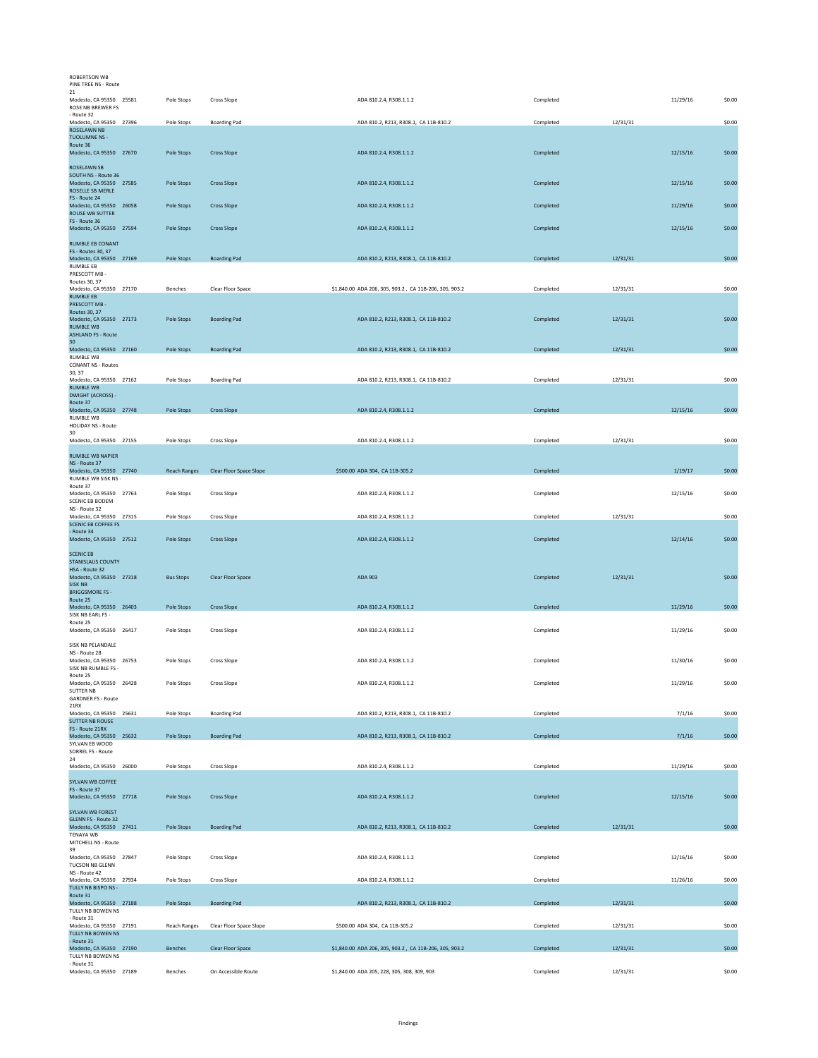| | | | | | | | | | |
|---|---|---|---|---|---|---|---|---|---|
| ROBERTSON WB PINE TREE NS - Route 21 Modesto, CA 95350 | 25581 | Pole Stops | Cross Slope | | ADA 810.2.4, R308.1.1.2 | Completed | | 11/29/16 | $0.00 |
| ROSE NB BREWER FS - Route 32 Modesto, CA 95350 | 27396 | Pole Stops | Boarding Pad | | ADA 810.2, R213, R308.1, CA 11B-810.2 | Completed | 12/31/31 | | $0.00 |
| ROSELAWN NB TUOLUMNE NS - Route 36 Modesto, CA 95350 | 27670 | Pole Stops | Cross Slope | | ADA 810.2.4, R308.1.1.2 | Completed | | 12/15/16 | $0.00 |
| ROSELAWN SB SOUTH NS - Route 36 Modesto, CA 95350 | 27585 | Pole Stops | Cross Slope | | ADA 810.2.4, R308.1.1.2 | Completed | | 12/15/16 | $0.00 |
| ROSELLE SB MERLE FS - Route 24 Modesto, CA 95350 | 26058 | Pole Stops | Cross Slope | | ADA 810.2.4, R308.1.1.2 | Completed | | 11/29/16 | $0.00 |
| ROUSE WB SUTTER FS - Route 36 Modesto, CA 95350 | 27594 | Pole Stops | Cross Slope | | ADA 810.2.4, R308.1.1.2 | Completed | | 12/15/16 | $0.00 |
| RUMBLE EB CONANT FS - Routes 30, 37 Modesto, CA 95350 | 27169 | Pole Stops | Boarding Pad | | ADA 810.2, R213, R308.1, CA 11B-810.2 | Completed | 12/31/31 | | $0.00 |
| RUMBLE EB PRESCOTT MB - Routes 30, 37 Modesto, CA 95350 | 27170 | Benches | Clear Floor Space | $1,840.00 | ADA 206, 305, 903.2 , CA 11B-206, 305, 903.2 | Completed | 12/31/31 | | $0.00 |
| RUMBLE EB PRESCOTT MB - Routes 30, 37 Modesto, CA 95350 | 27173 | Pole Stops | Boarding Pad | | ADA 810.2, R213, R308.1, CA 11B-810.2 | Completed | 12/31/31 | | $0.00 |
| RUMBLE WB ASHLAND FS - Route 30 Modesto, CA 95350 | 27160 | Pole Stops | Boarding Pad | | ADA 810.2, R213, R308.1, CA 11B-810.2 | Completed | 12/31/31 | | $0.00 |
| RUMBLE WB CONANT NS - Routes 30, 37 Modesto, CA 95350 | 27162 | Pole Stops | Boarding Pad | | ADA 810.2, R213, R308.1, CA 11B-810.2 | Completed | 12/31/31 | | $0.00 |
| RUMBLE WB DWIGHT (ACROSS) - Route 37 Modesto, CA 95350 | 27748 | Pole Stops | Cross Slope | | ADA 810.2.4, R308.1.1.2 | Completed | | 12/15/16 | $0.00 |
| RUMBLE WB HOLIDAY NS - Route 30 Modesto, CA 95350 | 27155 | Pole Stops | Cross Slope | | ADA 810.2.4, R308.1.1.2 | Completed | 12/31/31 | | $0.00 |
| RUMBLE WB NAPIER NS - Route 37 Modesto, CA 95350 | 27740 | Reach Ranges | Clear Floor Space Slope | $500.00 | ADA 304, CA 11B-305.2 | Completed | | 1/19/17 | $0.00 |
| RUMBLE WB SISK NS - Route 37 Modesto, CA 95350 | 27763 | Pole Stops | Cross Slope | | ADA 810.2.4, R308.1.1.2 | Completed | | 12/15/16 | $0.00 |
| SCENIC EB BODEM NS - Route 32 Modesto, CA 95350 | 27315 | Pole Stops | Cross Slope | | ADA 810.2.4, R308.1.1.2 | Completed | 12/31/31 | | $0.00 |
| SCENIC EB COFFEE FS - Route 34 Modesto, CA 95350 | 27512 | Pole Stops | Cross Slope | | ADA 810.2.4, R308.1.1.2 | Completed | | 12/14/16 | $0.00 |
| SCENIC EB STANISLAUS COUNTY HSA - Route 32 Modesto, CA 95350 | 27318 | Bus Stops | Clear Floor Space | | ADA 903 | Completed | 12/31/31 | | $0.00 |
| SISK NB BRIGGSMORE FS - Route 25 Modesto, CA 95350 | 26403 | Pole Stops | Cross Slope | | ADA 810.2.4, R308.1.1.2 | Completed | | 11/29/16 | $0.00 |
| SISK NB EARL FS - Route 25 Modesto, CA 95350 | 26417 | Pole Stops | Cross Slope | | ADA 810.2.4, R308.1.1.2 | Completed | | 11/29/16 | $0.00 |
| SISK NB PELANDALE NS - Route 28 Modesto, CA 95350 | 26753 | Pole Stops | Cross Slope | | ADA 810.2.4, R308.1.1.2 | Completed | | 11/30/16 | $0.00 |
| SISK NB RUMBLE FS - Route 25 Modesto, CA 95350 | 26428 | Pole Stops | Cross Slope | | ADA 810.2.4, R308.1.1.2 | Completed | | 11/29/16 | $0.00 |
| SUTTER NB GARDNER FS - Route 21RX Modesto, CA 95350 | 25631 | Pole Stops | Boarding Pad | | ADA 810.2, R213, R308.1, CA 11B-810.2 | Completed | | 7/1/16 | $0.00 |
| SUTTER NB ROUSE FS - Route 21RX Modesto, CA 95350 | 25632 | Pole Stops | Boarding Pad | | ADA 810.2, R213, R308.1, CA 11B-810.2 | Completed | | 7/1/16 | $0.00 |
| SYLVAN EB WOOD SORREL FS - Route 24 Modesto, CA 95350 | 26000 | Pole Stops | Cross Slope | | ADA 810.2.4, R308.1.1.2 | Completed | | 11/29/16 | $0.00 |
| SYLVAN WB COFFEE FS - Route 37 Modesto, CA 95350 | 27718 | Pole Stops | Cross Slope | | ADA 810.2.4, R308.1.1.2 | Completed | | 12/15/16 | $0.00 |
| SYLVAN WB FOREST GLENN FS - Route 32 Modesto, CA 95350 | 27411 | Pole Stops | Boarding Pad | | ADA 810.2, R213, R308.1, CA 11B-810.2 | Completed | 12/31/31 | | $0.00 |
| TENAYA WB MITCHELL NS - Route 39 Modesto, CA 95350 | 27847 | Pole Stops | Cross Slope | | ADA 810.2.4, R308.1.1.2 | Completed | | 12/16/16 | $0.00 |
| TUCSON NB GLENN NS - Route 42 Modesto, CA 95350 | 27934 | Pole Stops | Cross Slope | | ADA 810.2.4, R308.1.1.2 | Completed | | 11/26/16 | $0.00 |
| TULLY NB BISPO NS - Route 31 Modesto, CA 95350 | 27188 | Pole Stops | Boarding Pad | | ADA 810.2, R213, R308.1, CA 11B-810.2 | Completed | 12/31/31 | | $0.00 |
| TULLY NB BOWEN NS - Route 31 Modesto, CA 95350 | 27191 | Reach Ranges | Clear Floor Space Slope | $500.00 | ADA 304, CA 11B-305.2 | Completed | 12/31/31 | | $0.00 |
| TULLY NB BOWEN NS - Route 31 Modesto, CA 95350 | 27190 | Benches | Clear Floor Space | $1,840.00 | ADA 206, 305, 903.2 , CA 11B-206, 305, 903.2 | Completed | 12/31/31 | | $0.00 |
| TULLY NB BOWEN NS - Route 31 Modesto, CA 95350 | 27189 | Benches | On Accessible Route | $1,840.00 | ADA 205, 228, 305, 308, 309, 903 | Completed | 12/31/31 | | $0.00 |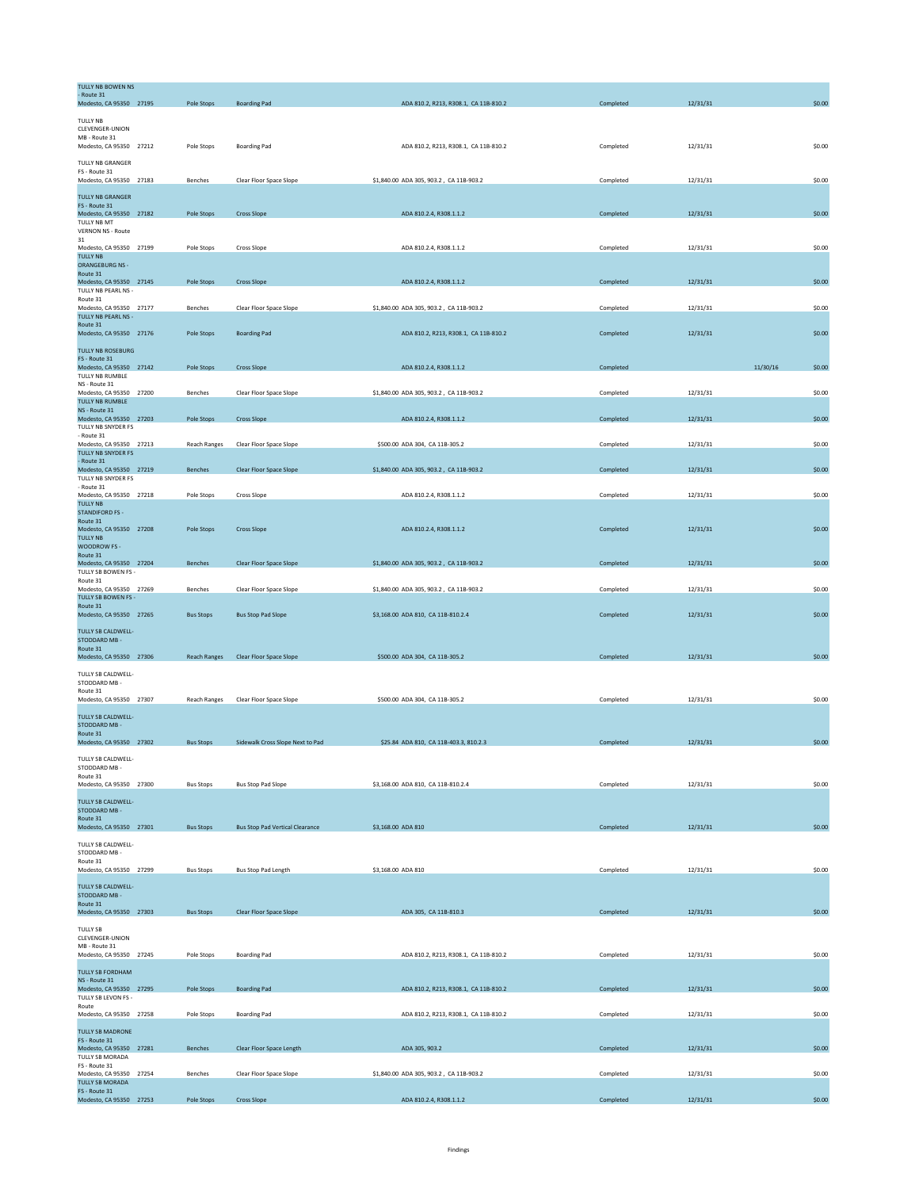| Location | ID | Category | Finding | Cost / Standard | Status | Date | Date | Amount |
|---|---|---|---|---|---|---|---|---|
| TULLY NB BOWEN NS - Route 31 Modesto, CA 95350 | 27195 | Pole Stops | Boarding Pad | ADA 810.2, R213, R308.1, CA 11B-810.2 | Completed | 12/31/31 | | $0.00 |
| TULLY NB CLEVENGER-UNION MB - Route 31 Modesto, CA 95350 | 27212 | Pole Stops | Boarding Pad | ADA 810.2, R213, R308.1, CA 11B-810.2 | Completed | 12/31/31 | | $0.00 |
| TULLY NB GRANGER FS - Route 31 Modesto, CA 95350 | 27183 | Benches | Clear Floor Space Slope | $1,840.00 ADA 305, 903.2 , CA 11B-903.2 | Completed | 12/31/31 | | $0.00 |
| TULLY NB GRANGER FS - Route 31 Modesto, CA 95350 | 27182 | Pole Stops | Cross Slope | ADA 810.2.4, R308.1.1.2 | Completed | 12/31/31 | | $0.00 |
| TULLY NB MT VERNON NS - Route 31 Modesto, CA 95350 | 27199 | Pole Stops | Cross Slope | ADA 810.2.4, R308.1.1.2 | Completed | 12/31/31 | | $0.00 |
| TULLY NB ORANGEBURG NS - Route 31 Modesto, CA 95350 | 27145 | Pole Stops | Cross Slope | ADA 810.2.4, R308.1.1.2 | Completed | 12/31/31 | | $0.00 |
| TULLY NB PEARL NS - Route 31 Modesto, CA 95350 | 27177 | Benches | Clear Floor Space Slope | $1,840.00 ADA 305, 903.2 , CA 11B-903.2 | Completed | 12/31/31 | | $0.00 |
| TULLY NB PEARL NS - Route 31 Modesto, CA 95350 | 27176 | Pole Stops | Boarding Pad | ADA 810.2, R213, R308.1, CA 11B-810.2 | Completed | 12/31/31 | | $0.00 |
| TULLY NB ROSEBURG FS - Route 31 Modesto, CA 95350 | 27142 | Pole Stops | Cross Slope | ADA 810.2.4, R308.1.1.2 | Completed | | 11/30/16 | $0.00 |
| TULLY NB RUMBLE NS - Route 31 Modesto, CA 95350 | 27200 | Benches | Clear Floor Space Slope | $1,840.00 ADA 305, 903.2 , CA 11B-903.2 | Completed | 12/31/31 | | $0.00 |
| TULLY NB RUMBLE NS - Route 31 Modesto, CA 95350 | 27203 | Pole Stops | Cross Slope | ADA 810.2.4, R308.1.1.2 | Completed | 12/31/31 | | $0.00 |
| TULLY NB SNYDER FS - Route 31 Modesto, CA 95350 | 27213 | Reach Ranges | Clear Floor Space Slope | $500.00 ADA 304, CA 11B-305.2 | Completed | 12/31/31 | | $0.00 |
| TULLY NB SNYDER FS - Route 31 Modesto, CA 95350 | 27219 | Benches | Clear Floor Space Slope | $1,840.00 ADA 305, 903.2 , CA 11B-903.2 | Completed | 12/31/31 | | $0.00 |
| TULLY NB SNYDER FS - Route 31 Modesto, CA 95350 | 27218 | Pole Stops | Cross Slope | ADA 810.2.4, R308.1.1.2 | Completed | 12/31/31 | | $0.00 |
| TULLY NB STANDIFORD FS - Route 31 Modesto, CA 95350 | 27208 | Pole Stops | Cross Slope | ADA 810.2.4, R308.1.1.2 | Completed | 12/31/31 | | $0.00 |
| TULLY NB WOODROW FS - Route 31 Modesto, CA 95350 | 27204 | Benches | Clear Floor Space Slope | $1,840.00 ADA 305, 903.2 , CA 11B-903.2 | Completed | 12/31/31 | | $0.00 |
| TULLY SB BOWEN FS - Route 31 Modesto, CA 95350 | 27269 | Benches | Clear Floor Space Slope | $1,840.00 ADA 305, 903.2 , CA 11B-903.2 | Completed | 12/31/31 | | $0.00 |
| TULLY SB BOWEN FS - Route 31 Modesto, CA 95350 | 27265 | Bus Stops | Bus Stop Pad Slope | $3,168.00 ADA 810, CA 11B-810.2.4 | Completed | 12/31/31 | | $0.00 |
| TULLY SB CALDWELL-STODDARD MB - Route 31 Modesto, CA 95350 | 27306 | Reach Ranges | Clear Floor Space Slope | $500.00 ADA 304, CA 11B-305.2 | Completed | 12/31/31 | | $0.00 |
| TULLY SB CALDWELL-STODDARD MB - Route 31 Modesto, CA 95350 | 27307 | Reach Ranges | Clear Floor Space Slope | $500.00 ADA 304, CA 11B-305.2 | Completed | 12/31/31 | | $0.00 |
| TULLY SB CALDWELL-STODDARD MB - Route 31 Modesto, CA 95350 | 27302 | Bus Stops | Sidewalk Cross Slope Next to Pad | $25.84 ADA 810, CA 11B-403.3, 810.2.3 | Completed | 12/31/31 | | $0.00 |
| TULLY SB CALDWELL-STODDARD MB - Route 31 Modesto, CA 95350 | 27300 | Bus Stops | Bus Stop Pad Slope | $3,168.00 ADA 810, CA 11B-810.2.4 | Completed | 12/31/31 | | $0.00 |
| TULLY SB CALDWELL-STODDARD MB - Route 31 Modesto, CA 95350 | 27301 | Bus Stops | Bus Stop Pad Vertical Clearance | $3,168.00 ADA 810 | Completed | 12/31/31 | | $0.00 |
| TULLY SB CALDWELL-STODDARD MB - Route 31 Modesto, CA 95350 | 27299 | Bus Stops | Bus Stop Pad Length | $3,168.00 ADA 810 | Completed | 12/31/31 | | $0.00 |
| TULLY SB CALDWELL-STODDARD MB - Route 31 Modesto, CA 95350 | 27303 | Bus Stops | Clear Floor Space Slope | ADA 305, CA 11B-810.3 | Completed | 12/31/31 | | $0.00 |
| TULLY SB CLEVENGER-UNION MB - Route 31 Modesto, CA 95350 | 27245 | Pole Stops | Boarding Pad | ADA 810.2, R213, R308.1, CA 11B-810.2 | Completed | 12/31/31 | | $0.00 |
| TULLY SB FORDHAM NS - Route 31 Modesto, CA 95350 | 27295 | Pole Stops | Boarding Pad | ADA 810.2, R213, R308.1, CA 11B-810.2 | Completed | 12/31/31 | | $0.00 |
| TULLY SB LEVON FS - Route Modesto, CA 95350 | 27258 | Pole Stops | Boarding Pad | ADA 810.2, R213, R308.1, CA 11B-810.2 | Completed | 12/31/31 | | $0.00 |
| TULLY SB MADRONE FS - Route 31 Modesto, CA 95350 | 27281 | Benches | Clear Floor Space Length | ADA 305, 903.2 | Completed | 12/31/31 | | $0.00 |
| TULLY SB MORADA FS - Route 31 Modesto, CA 95350 | 27254 | Benches | Clear Floor Space Slope | $1,840.00 ADA 305, 903.2 , CA 11B-903.2 | Completed | 12/31/31 | | $0.00 |
| TULLY SB MORADA FS - Route 31 Modesto, CA 95350 | 27253 | Pole Stops | Cross Slope | ADA 810.2.4, R308.1.1.2 | Completed | 12/31/31 | | $0.00 |

Findings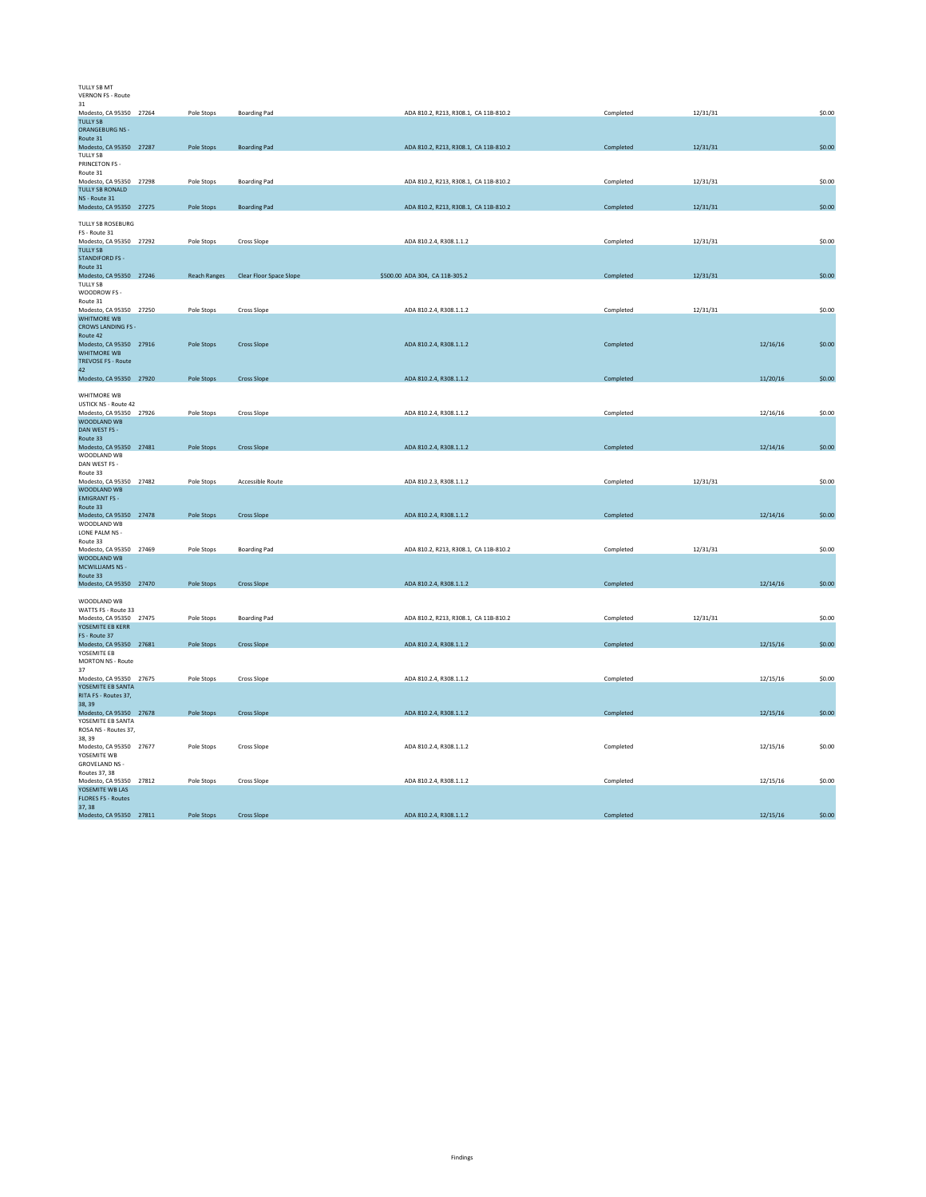| | | | | | | | | |
|---|---|---|---|---|---|---|---|---|
| TULLY SB MT VERNON FS - Route 31 Modesto, CA 95350 | 27264 | Pole Stops | Boarding Pad | ADA 810.2, R213, R308.1, CA 11B-810.2 | Completed | 12/31/31 | | $0.00 |
| TULLY SB ORANGEBURG NS - Route 31 Modesto, CA 95350 | 27287 | Pole Stops | Boarding Pad | ADA 810.2, R213, R308.1, CA 11B-810.2 | Completed | 12/31/31 | | $0.00 |
| TULLY SB PRINCETON FS - Route 31 Modesto, CA 95350 | 27298 | Pole Stops | Boarding Pad | ADA 810.2, R213, R308.1, CA 11B-810.2 | Completed | 12/31/31 | | $0.00 |
| TULLY SB RONALD NS - Route 31 Modesto, CA 95350 | 27275 | Pole Stops | Boarding Pad | ADA 810.2, R213, R308.1, CA 11B-810.2 | Completed | 12/31/31 | | $0.00 |
| TULLY SB ROSEBURG FS - Route 31 Modesto, CA 95350 | 27292 | Pole Stops | Cross Slope | ADA 810.2.4, R308.1.1.2 | Completed | 12/31/31 | | $0.00 |
| TULLY SB STANDIFORD FS - Route 31 Modesto, CA 95350 | 27246 | Reach Ranges | Clear Floor Space Slope | $500.00 ADA 304, CA 11B-305.2 | Completed | 12/31/31 | | $0.00 |
| TULLY SB WOODROW FS - Route 31 Modesto, CA 95350 | 27250 | Pole Stops | Cross Slope | ADA 810.2.4, R308.1.1.2 | Completed | 12/31/31 | | $0.00 |
| WHITMORE WB CROWS LANDING FS - Route 42 Modesto, CA 95350 | 27916 | Pole Stops | Cross Slope | ADA 810.2.4, R308.1.1.2 | Completed | | 12/16/16 | $0.00 |
| WHITMORE WB TREVOSE FS - Route 42 Modesto, CA 95350 | 27920 | Pole Stops | Cross Slope | ADA 810.2.4, R308.1.1.2 | Completed | | 11/20/16 | $0.00 |
| WHITMORE WB USTICK NS - Route 42 Modesto, CA 95350 | 27926 | Pole Stops | Cross Slope | ADA 810.2.4, R308.1.1.2 | Completed | | 12/16/16 | $0.00 |
| WOODLAND WB DAN WEST FS - Route 33 Modesto, CA 95350 | 27481 | Pole Stops | Cross Slope | ADA 810.2.4, R308.1.1.2 | Completed | | 12/14/16 | $0.00 |
| WOODLAND WB DAN WEST FS - Route 33 Modesto, CA 95350 | 27482 | Pole Stops | Accessible Route | ADA 810.2.3, R308.1.1.2 | Completed | 12/31/31 | | $0.00 |
| WOODLAND WB EMIGRANT FS - Route 33 Modesto, CA 95350 | 27478 | Pole Stops | Cross Slope | ADA 810.2.4, R308.1.1.2 | Completed | | 12/14/16 | $0.00 |
| WOODLAND WB LONE PALM NS - Route 33 Modesto, CA 95350 | 27469 | Pole Stops | Boarding Pad | ADA 810.2, R213, R308.1, CA 11B-810.2 | Completed | 12/31/31 | | $0.00 |
| WOODLAND WB MCWILLIAMS NS - Route 33 Modesto, CA 95350 | 27470 | Pole Stops | Cross Slope | ADA 810.2.4, R308.1.1.2 | Completed | | 12/14/16 | $0.00 |
| WOODLAND WB WATTS FS - Route 33 Modesto, CA 95350 | 27475 | Pole Stops | Boarding Pad | ADA 810.2, R213, R308.1, CA 11B-810.2 | Completed | 12/31/31 | | $0.00 |
| YOSEMITE EB KERR FS - Route 37 Modesto, CA 95350 | 27681 | Pole Stops | Cross Slope | ADA 810.2.4, R308.1.1.2 | Completed | | 12/15/16 | $0.00 |
| YOSEMITE EB MORTON NS - Route 37 Modesto, CA 95350 | 27675 | Pole Stops | Cross Slope | ADA 810.2.4, R308.1.1.2 | Completed | | 12/15/16 | $0.00 |
| YOSEMITE EB SANTA RITA FS - Routes 37, 38, 39 Modesto, CA 95350 | 27678 | Pole Stops | Cross Slope | ADA 810.2.4, R308.1.1.2 | Completed | | 12/15/16 | $0.00 |
| YOSEMITE EB SANTA ROSA NS - Routes 37, 38, 39 Modesto, CA 95350 | 27677 | Pole Stops | Cross Slope | ADA 810.2.4, R308.1.1.2 | Completed | | 12/15/16 | $0.00 |
| YOSEMITE WB GROVELAND NS - Routes 37, 38 Modesto, CA 95350 | 27812 | Pole Stops | Cross Slope | ADA 810.2.4, R308.1.1.2 | Completed | | 12/15/16 | $0.00 |
| YOSEMITE WB LAS FLORES FS - Routes 37, 38 Modesto, CA 95350 | 27811 | Pole Stops | Cross Slope | ADA 810.2.4, R308.1.1.2 | Completed | | 12/15/16 | $0.00 |